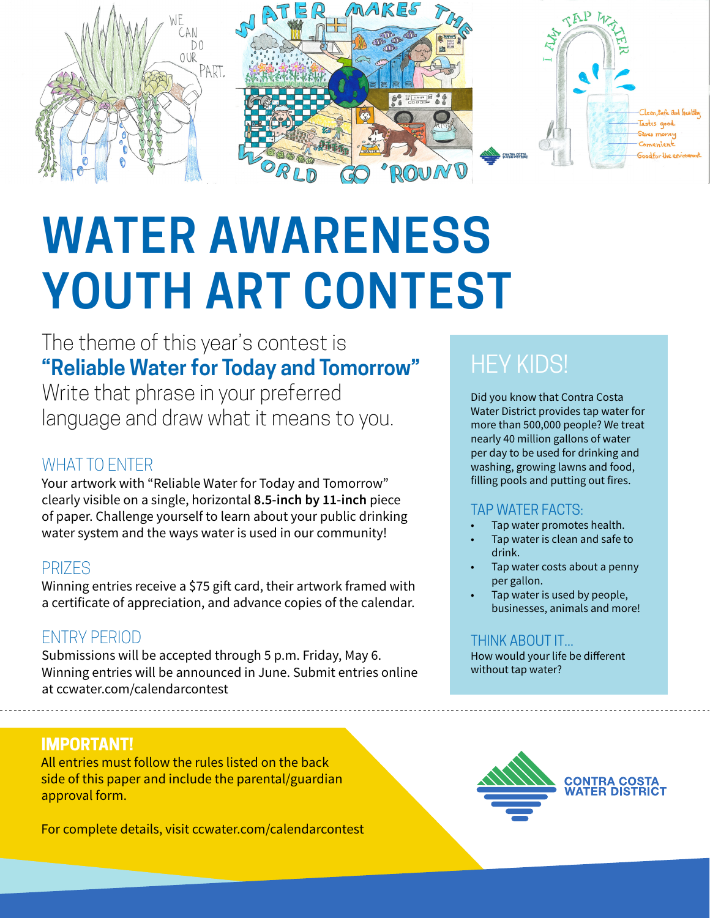# WATER AWARENESS YOUTH ART CONTEST

The theme of this year's contest is **"Reliable Water for Today and Tomorrow"** Write that phrase in your preferred language and draw what it means to you.

## WHAT TO ENTER

Your artwork with "Reliable Water for Today and Tomorrow" clearly visible on a single, horizontal **8.5-inch by 11-inch** piece of paper. Challenge yourself to learn about your public drinking water system and the ways water is used in our community!

## PRIZES

Winning entries receive a $75 gift card, their artwork framed with a certificate of appreciation, and advance copies of the calendar.

## ENTRY PERIOD

Submissions will be accepted through 5 p.m. Friday, May 6. Winning entries will be announced in June. Submit entries online at ccwater.com/calendarcontest

## HEY KIDS!

Did you know that Contra Costa Water District provides tap water for more than 500,000 people? We treat nearly 40 million gallons of water per day to be used for drinking and washing, growing lawns and food, filling pools and putting out fires.

### TAP WATER FACTS:

- Tap water promotes health.
- Tap water is clean and safe to drink.
- Tap water costs about a penny per gallon.
- Tap water is used by people, businesses, animals and more!

### THINK ABOUT IT...

How would your life be different without tap water?

---

**IMPORTANT!**

All entries must follow the rules listed on the back side of this paper and include the parental/guardian approval form.

For complete details, visit ccwater.com/calendarcontest

CONTRA COSTA WATER DISTRICT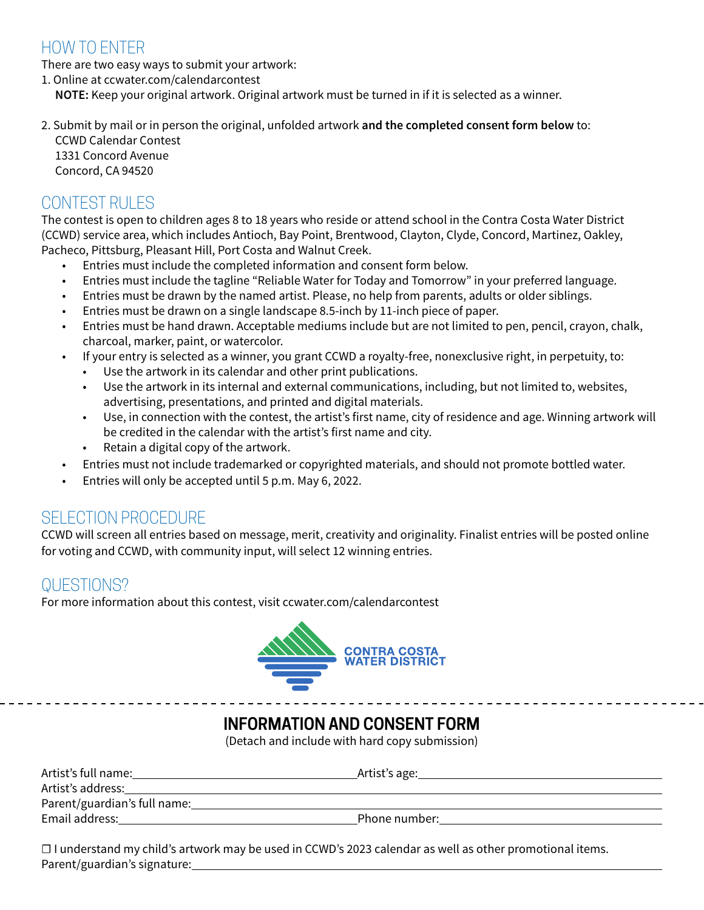## HOW TO ENTER

There are two easy ways to submit your artwork:

1. Online at ccwater.com/calendarcontest
   **NOTE:** Keep your original artwork. Original artwork must be turned in if it is selected as a winner.

2. Submit by mail or in person the original, unfolded artwork **and the completed consent form below** to:
   CCWD Calendar Contest
   1331 Concord Avenue
   Concord, CA 94520

## CONTEST RULES

The contest is open to children ages 8 to 18 years who reside or attend school in the Contra Costa Water District (CCWD) service area, which includes Antioch, Bay Point, Brentwood, Clayton, Clyde, Concord, Martinez, Oakley, Pacheco, Pittsburg, Pleasant Hill, Port Costa and Walnut Creek.

- Entries must include the completed information and consent form below.
- Entries must include the tagline "Reliable Water for Today and Tomorrow" in your preferred language.
- Entries must be drawn by the named artist. Please, no help from parents, adults or older siblings.
- Entries must be drawn on a single landscape 8.5-inch by 11-inch piece of paper.
- Entries must be hand drawn. Acceptable mediums include but are not limited to pen, pencil, crayon, chalk, charcoal, marker, paint, or watercolor.
- If your entry is selected as a winner, you grant CCWD a royalty-free, nonexclusive right, in perpetuity, to:
  - Use the artwork in its calendar and other print publications.
  - Use the artwork in its internal and external communications, including, but not limited to, websites, advertising, presentations, and printed and digital materials.
  - Use, in connection with the contest, the artist's first name, city of residence and age. Winning artwork will be credited in the calendar with the artist's first name and city.
  - Retain a digital copy of the artwork.
- Entries must not include trademarked or copyrighted materials, and should not promote bottled water.
- Entries will only be accepted until 5 p.m. May 6, 2022.

## SELECTION PROCEDURE

CCWD will screen all entries based on message, merit, creativity and originality. Finalist entries will be posted online for voting and CCWD, with community input, will select 12 winning entries.

## QUESTIONS?

For more information about this contest, visit ccwater.com/calendarcontest

CONTRA COSTA WATER DISTRICT

---

## INFORMATION AND CONSENT FORM

(Detach and include with hard copy submission)

Artist's full name:\_\_\_\_\_\_\_\_\_\_\_\_\_\_\_\_\_\_\_\_ Artist's age:\_\_\_\_\_\_\_\_\_\_\_\_\_\_\_\_\_\_\_\_

Artist's address:\_\_\_\_\_\_\_\_\_\_\_\_\_\_\_\_\_\_\_\_\_\_\_\_\_\_\_\_\_\_\_\_\_\_\_\_\_\_\_\_

Parent/guardian's full name:\_\_\_\_\_\_\_\_\_\_\_\_\_\_\_\_\_\_\_\_\_\_\_\_\_\_\_\_\_\_\_\_

Email address:\_\_\_\_\_\_\_\_\_\_\_\_\_\_\_\_\_\_\_\_ Phone number:\_\_\_\_\_\_\_\_\_\_\_\_\_\_\_\_\_\_\_\_

☐ I understand my child's artwork may be used in CCWD's 2023 calendar as well as other promotional items.

Parent/guardian's signature:\_\_\_\_\_\_\_\_\_\_\_\_\_\_\_\_\_\_\_\_\_\_\_\_\_\_\_\_\_\_\_\_